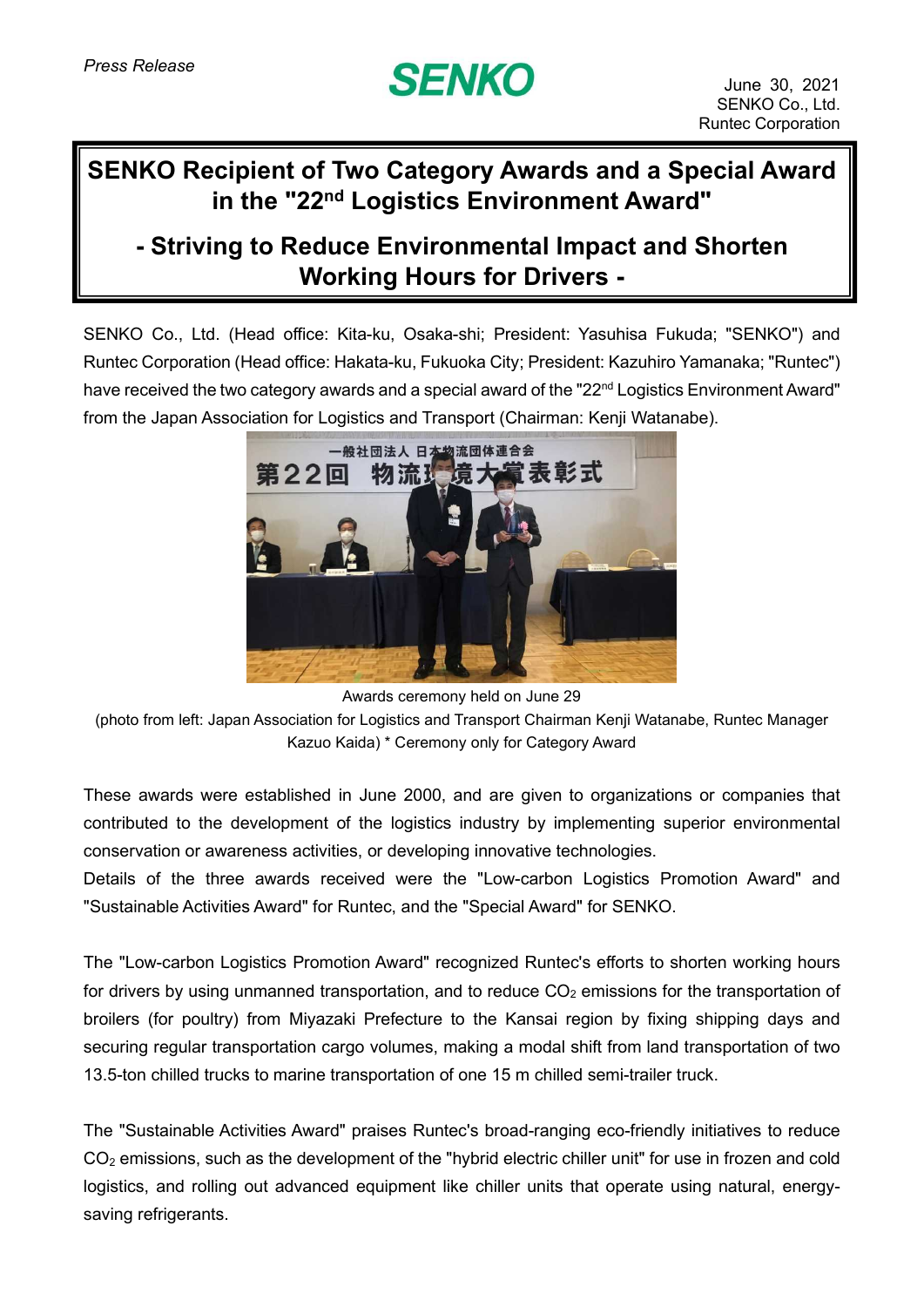*Press Release*

**SENKO**

June 30, 2021
SENKO Co., Ltd.
Runtec Corporation

# SENKO Recipient of Two Category Awards and a Special Award in the "22nd Logistics Environment Award"

## - Striving to Reduce Environmental Impact and Shorten Working Hours for Drivers -

SENKO Co., Ltd. (Head office: Kita-ku, Osaka-shi; President: Yasuhisa Fukuda; "SENKO") and Runtec Corporation (Head office: Hakata-ku, Fukuoka City; President: Kazuhiro Yamanaka; "Runtec") have received the two category awards and a special award of the "22nd Logistics Environment Award" from the Japan Association for Logistics and Transport (Chairman: Kenji Watanabe).

Awards ceremony held on June 29
(photo from left: Japan Association for Logistics and Transport Chairman Kenji Watanabe, Runtec Manager Kazuo Kaida) * Ceremony only for Category Award

These awards were established in June 2000, and are given to organizations or companies that contributed to the development of the logistics industry by implementing superior environmental conservation or awareness activities, or developing innovative technologies.
Details of the three awards received were the "Low-carbon Logistics Promotion Award" and "Sustainable Activities Award" for Runtec, and the "Special Award" for SENKO.

The "Low-carbon Logistics Promotion Award" recognized Runtec's efforts to shorten working hours for drivers by using unmanned transportation, and to reduce $CO_2$ emissions for the transportation of broilers (for poultry) from Miyazaki Prefecture to the Kansai region by fixing shipping days and securing regular transportation cargo volumes, making a modal shift from land transportation of two 13.5-ton chilled trucks to marine transportation of one 15 m chilled semi-trailer truck.

The "Sustainable Activities Award" praises Runtec's broad-ranging eco-friendly initiatives to reduce $CO_2$ emissions, such as the development of the "hybrid electric chiller unit" for use in frozen and cold logistics, and rolling out advanced equipment like chiller units that operate using natural, energy-saving refrigerants.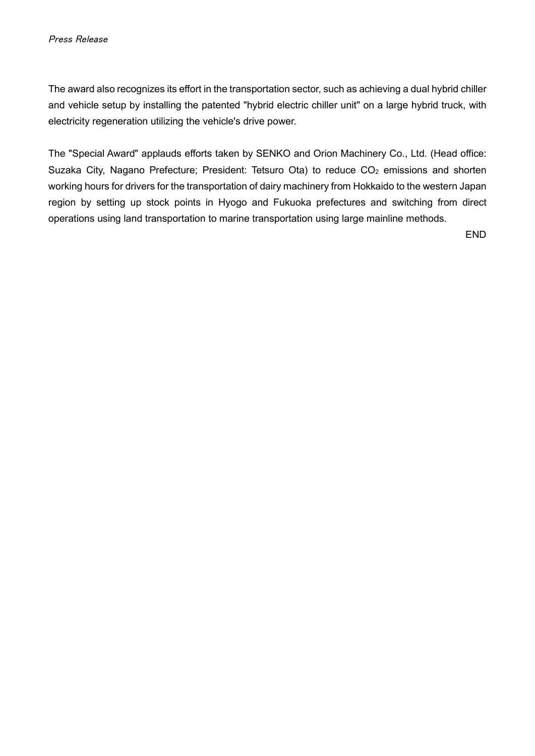The award also recognizes its effort in the transportation sector, such as achieving a dual hybrid chiller and vehicle setup by installing the patented "hybrid electric chiller unit" on a large hybrid truck, with electricity regeneration utilizing the vehicle's drive power.

The "Special Award" applauds efforts taken by SENKO and Orion Machinery Co., Ltd. (Head office: Suzaka City, Nagano Prefecture; President: Tetsuro Ota) to reduce $CO_2$ emissions and shorten working hours for drivers for the transportation of dairy machinery from Hokkaido to the western Japan region by setting up stock points in Hyogo and Fukuoka prefectures and switching from direct operations using land transportation to marine transportation using large mainline methods.

END